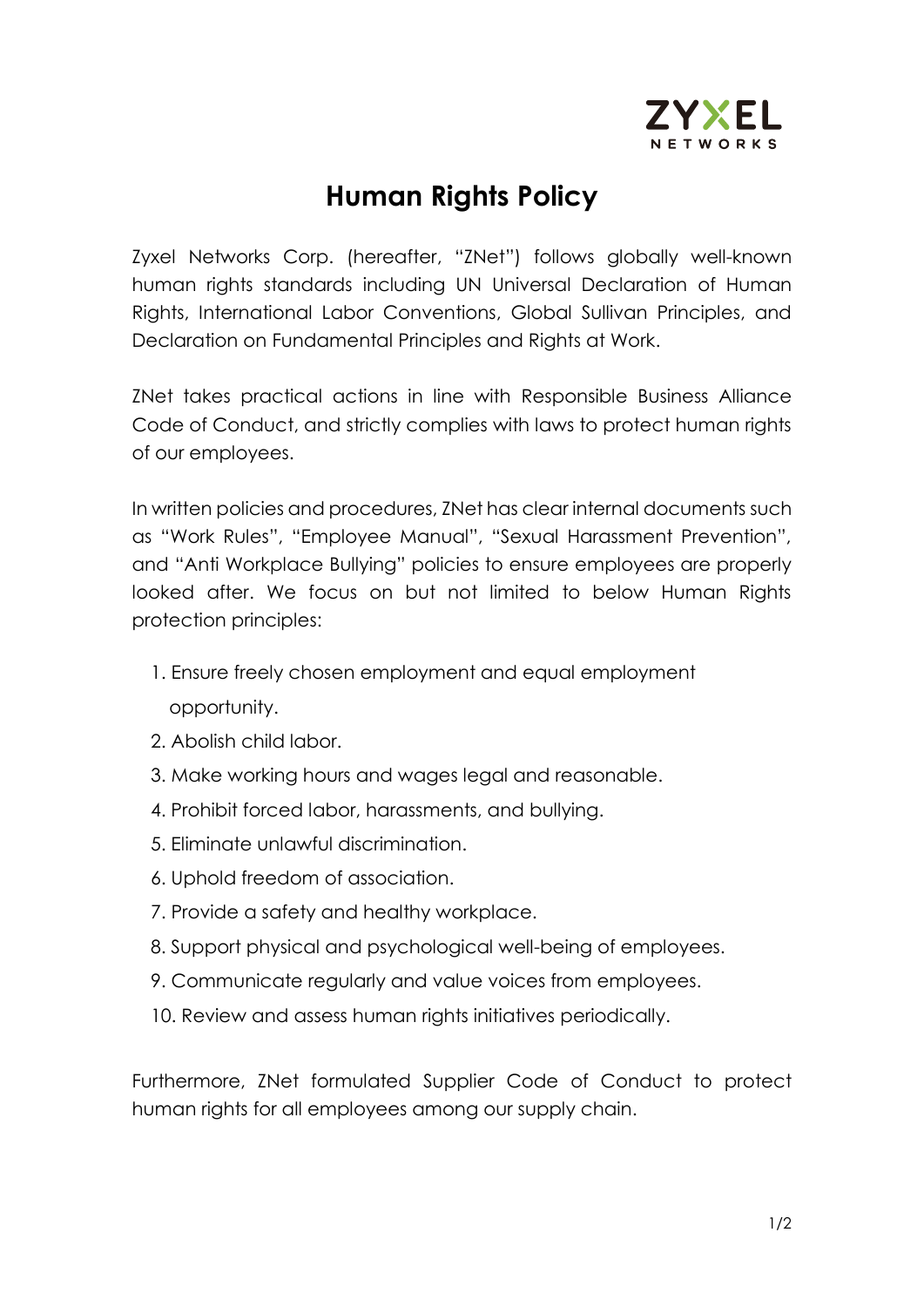# Human Rights Policy

Zyxel Networks Corp. (hereafter, "ZNet") follows globally well-known human rights standards including UN Universal Declaration of Human Rights, International Labor Conventions, Global Sullivan Principles, and Declaration on Fundamental Principles and Rights at Work.

ZNet takes practical actions in line with Responsible Business Alliance Code of Conduct, and strictly complies with laws to protect human rights of our employees.

In written policies and procedures, ZNet has clear internal documents such as "Work Rules", "Employee Manual", "Sexual Harassment Prevention", and "Anti Workplace Bullying" policies to ensure employees are properly looked after. We focus on but not limited to below Human Rights protection principles:

1. Ensure freely chosen employment and equal employment opportunity.
2. Abolish child labor.
3. Make working hours and wages legal and reasonable.
4. Prohibit forced labor, harassments, and bullying.
5. Eliminate unlawful discrimination.
6. Uphold freedom of association.
7. Provide a safety and healthy workplace.
8. Support physical and psychological well-being of employees.
9. Communicate regularly and value voices from employees.
10. Review and assess human rights initiatives periodically.

Furthermore, ZNet formulated Supplier Code of Conduct to protect human rights for all employees among our supply chain.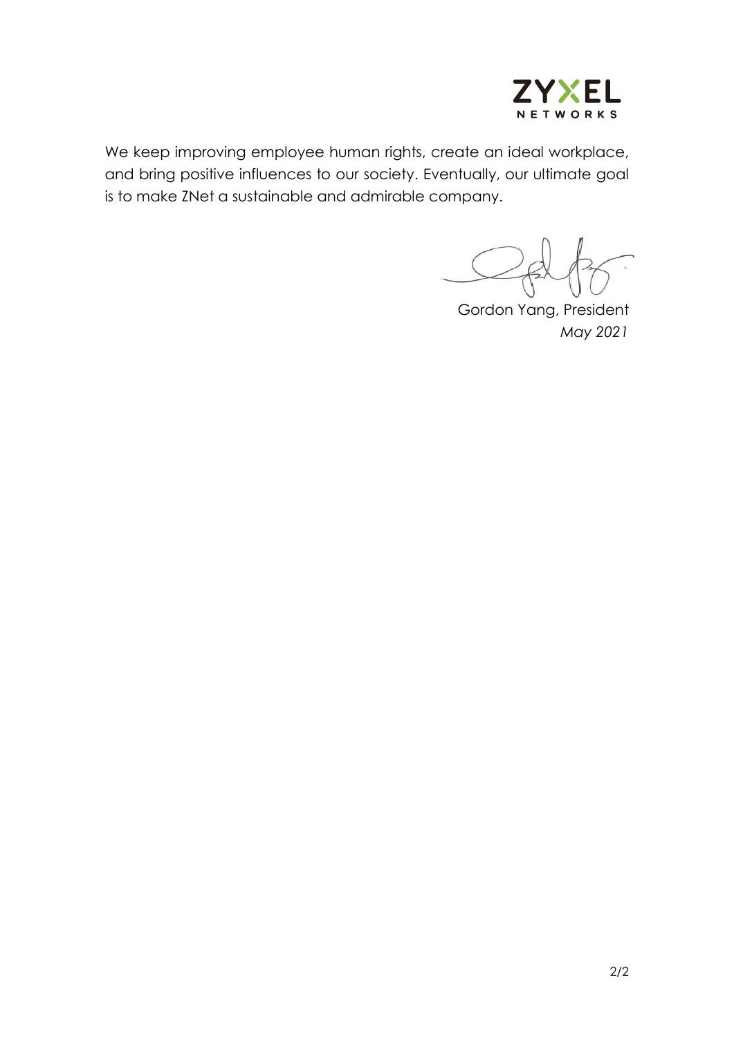We keep improving employee human rights, create an ideal workplace, and bring positive influences to our society. Eventually, our ultimate goal is to make ZNet a sustainable and admirable company.

Gordon Yang, President

*May 2021*